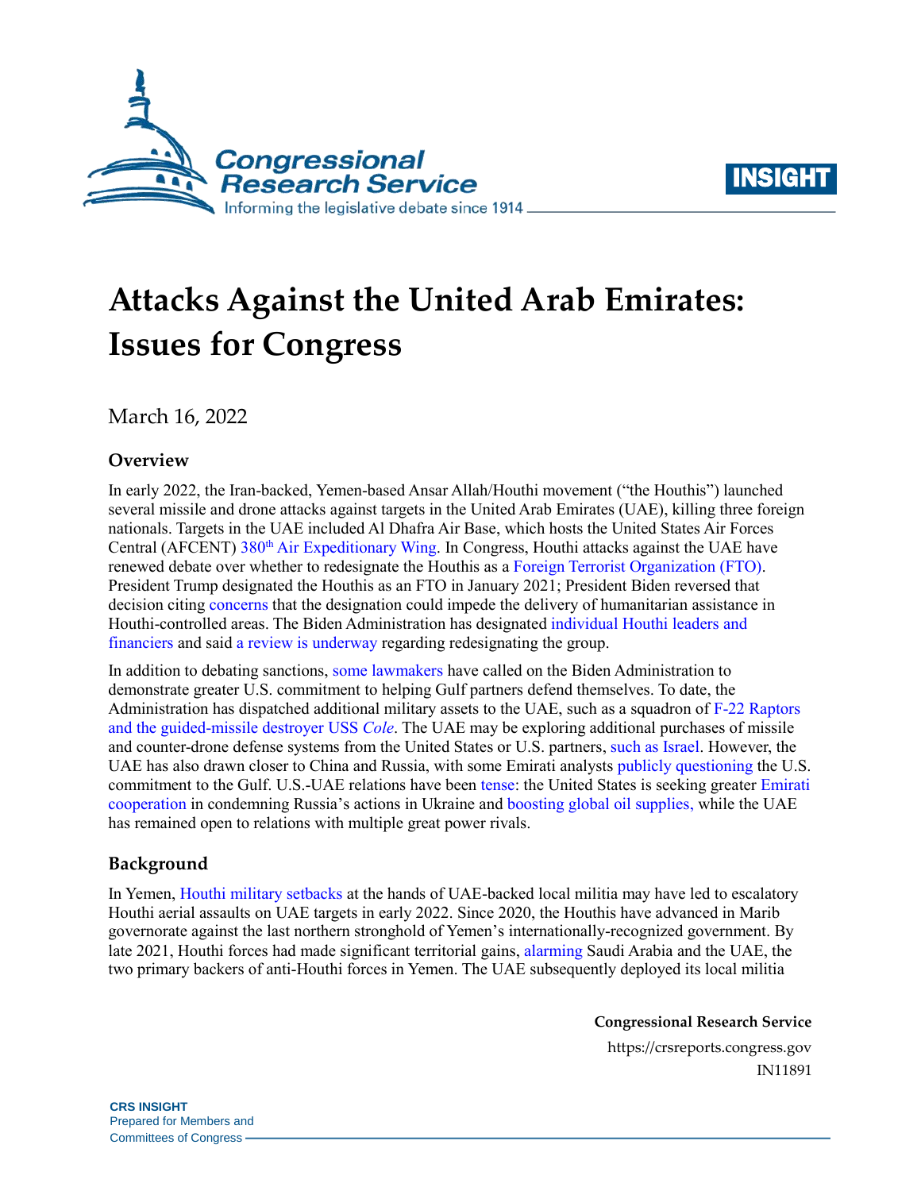# Attacks Against the United Arab Emirates: Issues for Congress

March 16, 2022

## Overview

In early 2022, the Iran-backed, Yemen-based Ansar Allah/Houthi movement ("the Houthis") launched several missile and drone attacks against targets in the United Arab Emirates (UAE), killing three foreign nationals. Targets in the UAE included Al Dhafra Air Base, which hosts the United States Air Forces Central (AFCENT) 380th Air Expeditionary Wing. In Congress, Houthi attacks against the UAE have renewed debate over whether to redesignate the Houthis as a Foreign Terrorist Organization (FTO). President Trump designated the Houthis as an FTO in January 2021; President Biden reversed that decision citing concerns that the designation could impede the delivery of humanitarian assistance in Houthi-controlled areas. The Biden Administration has designated individual Houthi leaders and financiers and said a review is underway regarding redesignating the group.

In addition to debating sanctions, some lawmakers have called on the Biden Administration to demonstrate greater U.S. commitment to helping Gulf partners defend themselves. To date, the Administration has dispatched additional military assets to the UAE, such as a squadron of F-22 Raptors and the guided-missile destroyer USS *Cole*. The UAE may be exploring additional purchases of missile and counter-drone defense systems from the United States or U.S. partners, such as Israel. However, the UAE has also drawn closer to China and Russia, with some Emirati analysts publicly questioning the U.S. commitment to the Gulf. U.S.-UAE relations have been tense: the United States is seeking greater Emirati cooperation in condemning Russia's actions in Ukraine and boosting global oil supplies, while the UAE has remained open to relations with multiple great power rivals.

## Background

In Yemen, Houthi military setbacks at the hands of UAE-backed local militia may have led to escalatory Houthi aerial assaults on UAE targets in early 2022. Since 2020, the Houthis have advanced in Marib governorate against the last northern stronghold of Yemen's internationally-recognized government. By late 2021, Houthi forces had made significant territorial gains, alarming Saudi Arabia and the UAE, the two primary backers of anti-Houthi forces in Yemen. The UAE subsequently deployed its local militia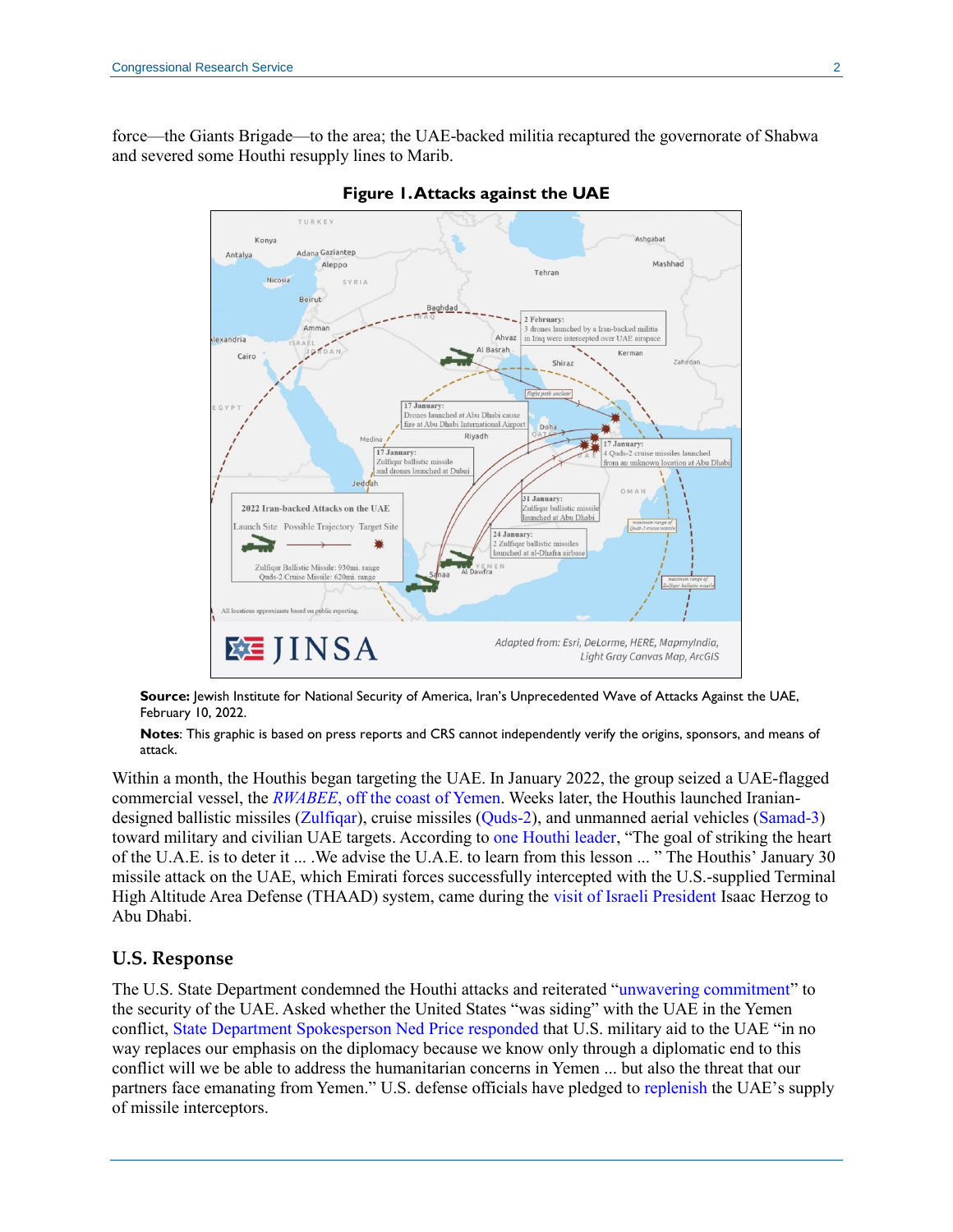force—the Giants Brigade—to the area; the UAE-backed militia recaptured the governorate of Shabwa and severed some Houthi resupply lines to Marib.

**Figure 1. Attacks against the UAE**

**Source:** Jewish Institute for National Security of America, Iran's Unprecedented Wave of Attacks Against the UAE, February 10, 2022.

**Notes**: This graphic is based on press reports and CRS cannot independently verify the origins, sponsors, and means of attack.

Within a month, the Houthis began targeting the UAE. In January 2022, the group seized a UAE-flagged commercial vessel, the *RWABEE*, off the coast of Yemen. Weeks later, the Houthis launched Iranian-designed ballistic missiles (Zulfiqar), cruise missiles (Quds-2), and unmanned aerial vehicles (Samad-3) toward military and civilian UAE targets. According to one Houthi leader, "The goal of striking the heart of the U.A.E. is to deter it ... .We advise the U.A.E. to learn from this lesson ... " The Houthis' January 30 missile attack on the UAE, which Emirati forces successfully intercepted with the U.S.-supplied Terminal High Altitude Area Defense (THAAD) system, came during the visit of Israeli President Isaac Herzog to Abu Dhabi.

## U.S. Response

The U.S. State Department condemned the Houthi attacks and reiterated "unwavering commitment" to the security of the UAE. Asked whether the United States "was siding" with the UAE in the Yemen conflict, State Department Spokesperson Ned Price responded that U.S. military aid to the UAE "in no way replaces our emphasis on the diplomacy because we know only through a diplomatic end to this conflict will we be able to address the humanitarian concerns in Yemen ... but also the threat that our partners face emanating from Yemen." U.S. defense officials have pledged to replenish the UAE's supply of missile interceptors.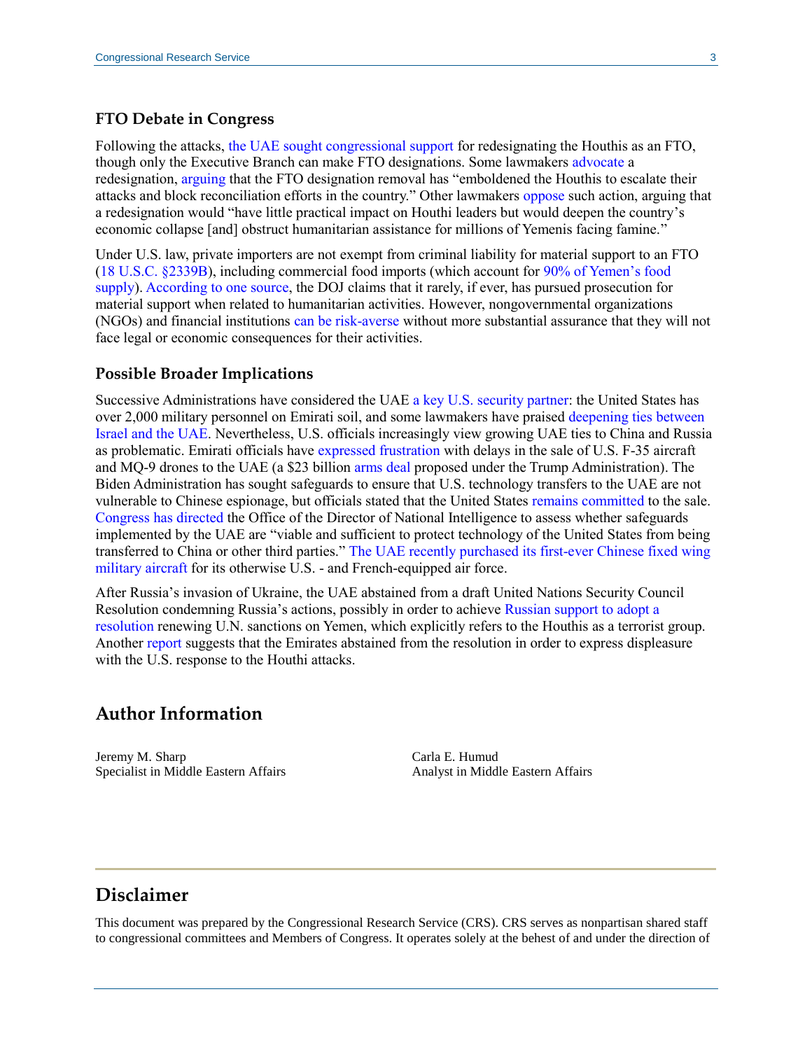### FTO Debate in Congress

Following the attacks, the UAE sought congressional support for redesignating the Houthis as an FTO, though only the Executive Branch can make FTO designations. Some lawmakers advocate a redesignation, arguing that the FTO designation removal has "emboldened the Houthis to escalate their attacks and block reconciliation efforts in the country." Other lawmakers oppose such action, arguing that a redesignation would "have little practical impact on Houthi leaders but would deepen the country's economic collapse [and] obstruct humanitarian assistance for millions of Yemenis facing famine."

Under U.S. law, private importers are not exempt from criminal liability for material support to an FTO (18 U.S.C. §2339B), including commercial food imports (which account for 90% of Yemen's food supply). According to one source, the DOJ claims that it rarely, if ever, has pursued prosecution for material support when related to humanitarian activities. However, nongovernmental organizations (NGOs) and financial institutions can be risk-averse without more substantial assurance that they will not face legal or economic consequences for their activities.

### Possible Broader Implications

Successive Administrations have considered the UAE a key U.S. security partner: the United States has over 2,000 military personnel on Emirati soil, and some lawmakers have praised deepening ties between Israel and the UAE. Nevertheless, U.S. officials increasingly view growing UAE ties to China and Russia as problematic. Emirati officials have expressed frustration with delays in the sale of U.S. F-35 aircraft and MQ-9 drones to the UAE (a $23 billion arms deal proposed under the Trump Administration). The Biden Administration has sought safeguards to ensure that U.S. technology transfers to the UAE are not vulnerable to Chinese espionage, but officials stated that the United States remains committed to the sale. Congress has directed the Office of the Director of National Intelligence to assess whether safeguards implemented by the UAE are "viable and sufficient to protect technology of the United States from being transferred to China or other third parties." The UAE recently purchased its first-ever Chinese fixed wing military aircraft for its otherwise U.S. - and French-equipped air force.

After Russia's invasion of Ukraine, the UAE abstained from a draft United Nations Security Council Resolution condemning Russia's actions, possibly in order to achieve Russian support to adopt a resolution renewing U.N. sanctions on Yemen, which explicitly refers to the Houthis as a terrorist group. Another report suggests that the Emirates abstained from the resolution in order to express displeasure with the U.S. response to the Houthi attacks.

## Author Information

Jeremy M. Sharp
Specialist in Middle Eastern Affairs

Carla E. Humud
Analyst in Middle Eastern Affairs

## Disclaimer

This document was prepared by the Congressional Research Service (CRS). CRS serves as nonpartisan shared staff to congressional committees and Members of Congress. It operates solely at the behest of and under the direction of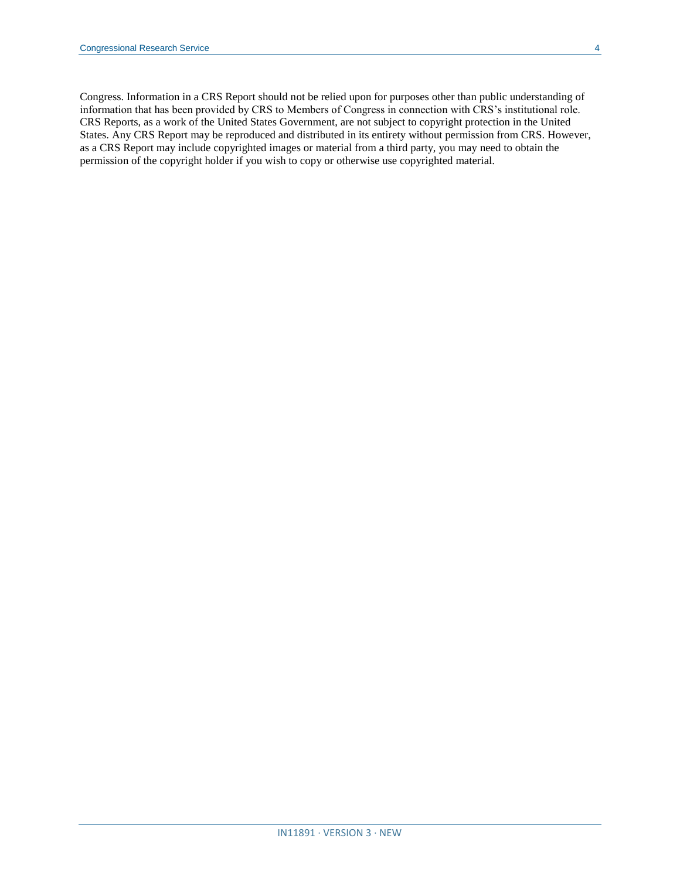Congress. Information in a CRS Report should not be relied upon for purposes other than public understanding of information that has been provided by CRS to Members of Congress in connection with CRS's institutional role. CRS Reports, as a work of the United States Government, are not subject to copyright protection in the United States. Any CRS Report may be reproduced and distributed in its entirety without permission from CRS. However, as a CRS Report may include copyrighted images or material from a third party, you may need to obtain the permission of the copyright holder if you wish to copy or otherwise use copyrighted material.